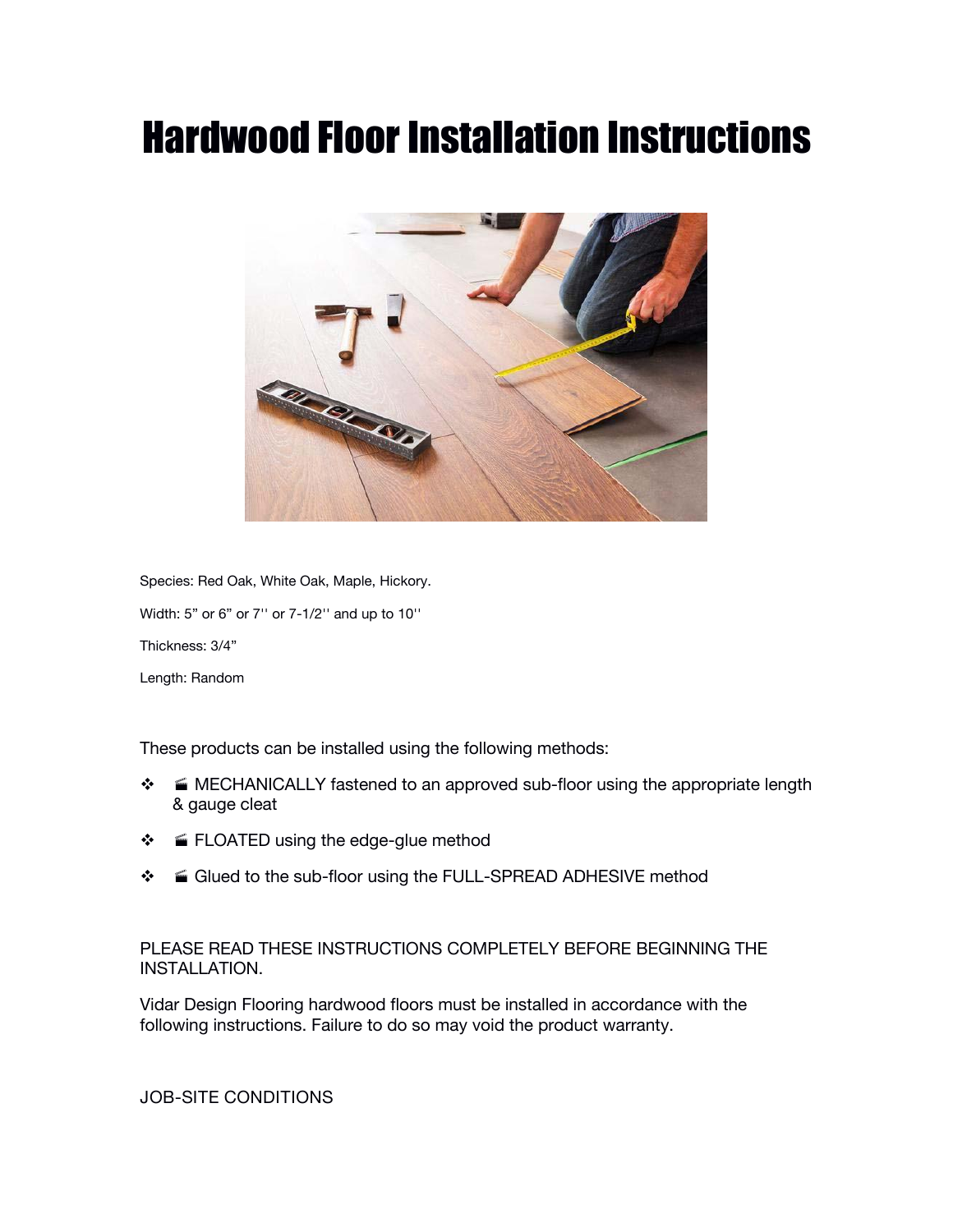# Hardwood Floor Installation Instructions

Species: Red Oak, White Oak, Maple, Hickory.

Width: 5" or 6" or 7'' or 7-1/2'' and up to 10''

Thickness: 3/4"

Length: Random

These products can be installed using the following methods:

- 🎬 MECHANICALLY fastened to an approved sub-floor using the appropriate length & gauge cleat
- 🎬 FLOATED using the edge-glue method
- 🎬 Glued to the sub-floor using the FULL-SPREAD ADHESIVE method

PLEASE READ THESE INSTRUCTIONS COMPLETELY BEFORE BEGINNING THE INSTALLATION.

Vidar Design Flooring hardwood floors must be installed in accordance with the following instructions. Failure to do so may void the product warranty.

JOB-SITE CONDITIONS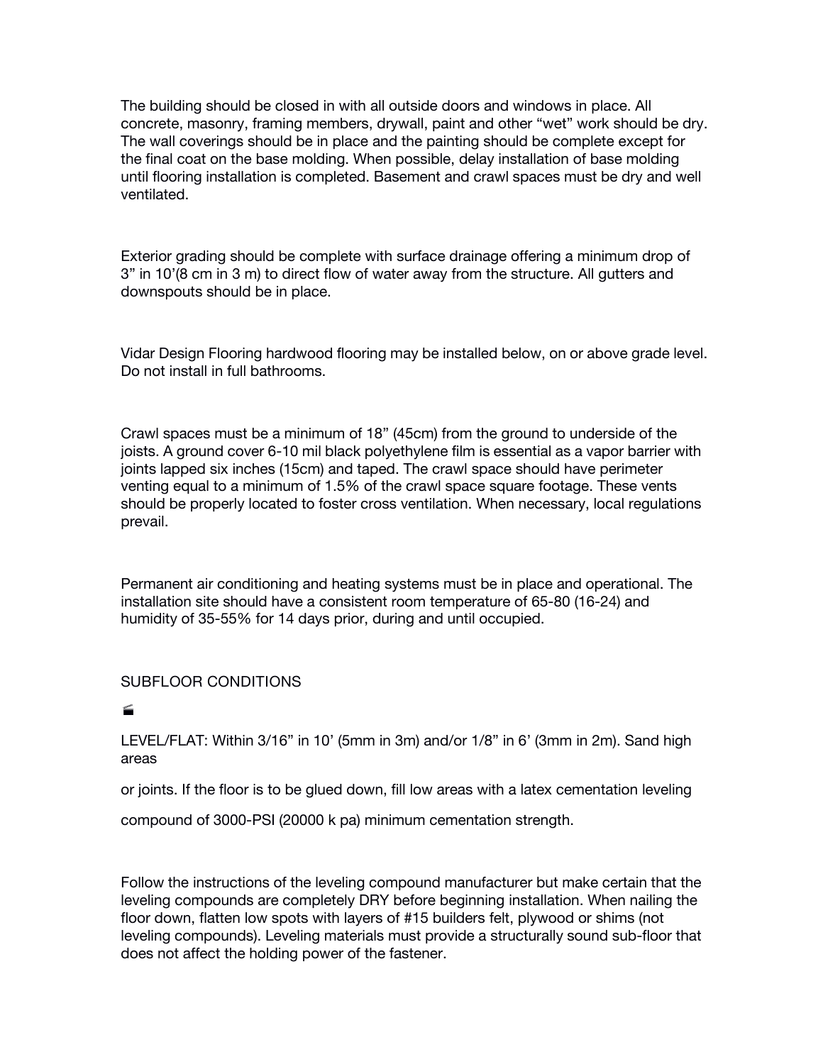The building should be closed in with all outside doors and windows in place. All concrete, masonry, framing members, drywall, paint and other "wet" work should be dry. The wall coverings should be in place and the painting should be complete except for the final coat on the base molding. When possible, delay installation of base molding until flooring installation is completed. Basement and crawl spaces must be dry and well ventilated.

Exterior grading should be complete with surface drainage offering a minimum drop of 3" in 10'(8 cm in 3 m) to direct flow of water away from the structure. All gutters and downspouts should be in place.

Vidar Design Flooring hardwood flooring may be installed below, on or above grade level. Do not install in full bathrooms.

Crawl spaces must be a minimum of 18" (45cm) from the ground to underside of the joists. A ground cover 6-10 mil black polyethylene film is essential as a vapor barrier with joints lapped six inches (15cm) and taped. The crawl space should have perimeter venting equal to a minimum of 1.5% of the crawl space square footage. These vents should be properly located to foster cross ventilation. When necessary, local regulations prevail.

Permanent air conditioning and heating systems must be in place and operational. The installation site should have a consistent room temperature of 65-80 (16-24) and humidity of 35-55% for 14 days prior, during and until occupied.

SUBFLOOR CONDITIONS

🎬

LEVEL/FLAT: Within 3/16" in 10' (5mm in 3m) and/or 1/8" in 6' (3mm in 2m). Sand high areas

or joints. If the floor is to be glued down, fill low areas with a latex cementation leveling

compound of 3000-PSI (20000 k pa) minimum cementation strength.

Follow the instructions of the leveling compound manufacturer but make certain that the leveling compounds are completely DRY before beginning installation. When nailing the floor down, flatten low spots with layers of #15 builders felt, plywood or shims (not leveling compounds). Leveling materials must provide a structurally sound sub-floor that does not affect the holding power of the fastener.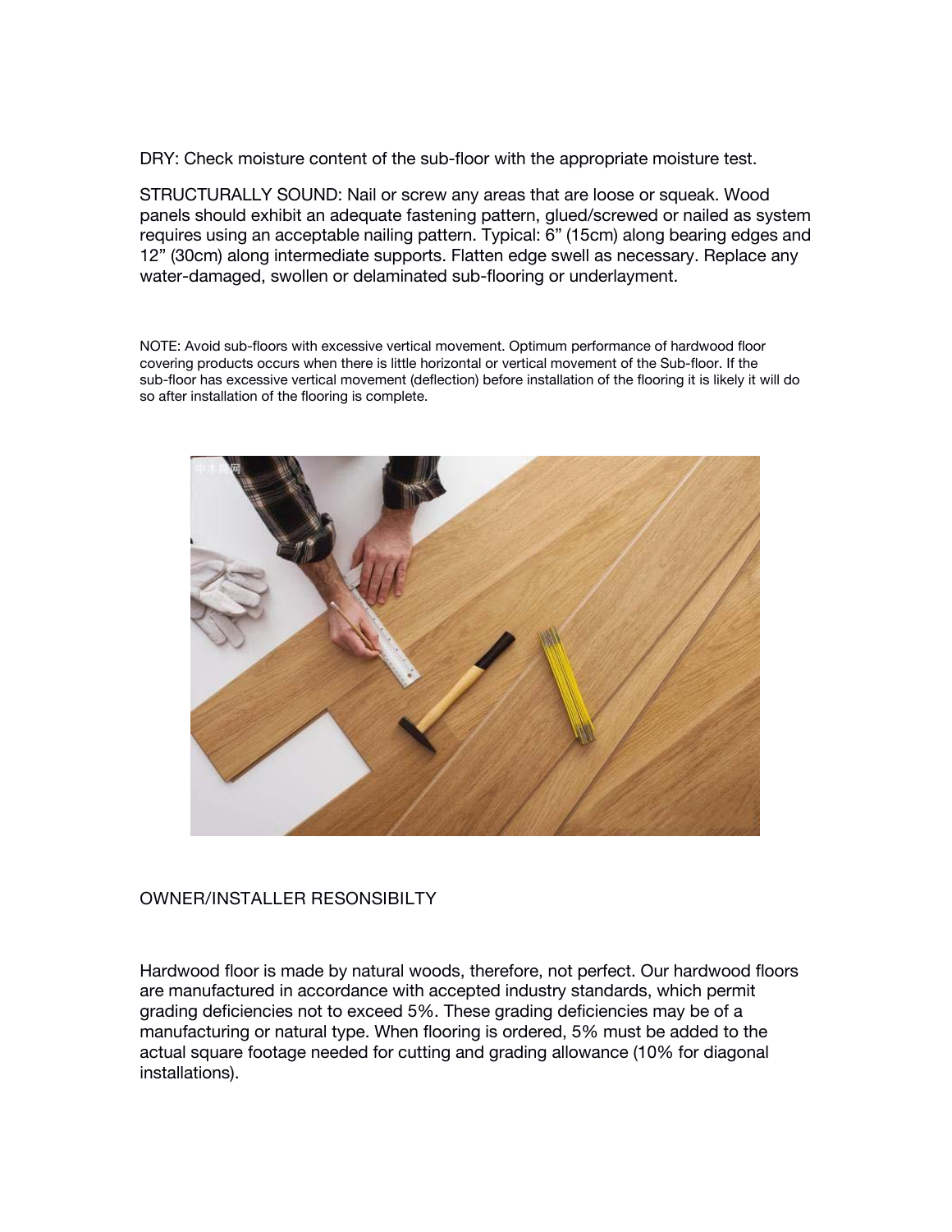DRY: Check moisture content of the sub-floor with the appropriate moisture test.

STRUCTURALLY SOUND: Nail or screw any areas that are loose or squeak. Wood panels should exhibit an adequate fastening pattern, glued/screwed or nailed as system requires using an acceptable nailing pattern. Typical: 6" (15cm) along bearing edges and 12" (30cm) along intermediate supports. Flatten edge swell as necessary. Replace any water-damaged, swollen or delaminated sub-flooring or underlayment.

NOTE: Avoid sub-floors with excessive vertical movement. Optimum performance of hardwood floor covering products occurs when there is little horizontal or vertical movement of the Sub-floor. If the sub-floor has excessive vertical movement (deflection) before installation of the flooring it is likely it will do so after installation of the flooring is complete.

## OWNER/INSTALLER RESONSIBILTY

Hardwood floor is made by natural woods, therefore, not perfect. Our hardwood floors are manufactured in accordance with accepted industry standards, which permit grading deficiencies not to exceed 5%. These grading deficiencies may be of a manufacturing or natural type. When flooring is ordered, 5% must be added to the actual square footage needed for cutting and grading allowance (10% for diagonal installations).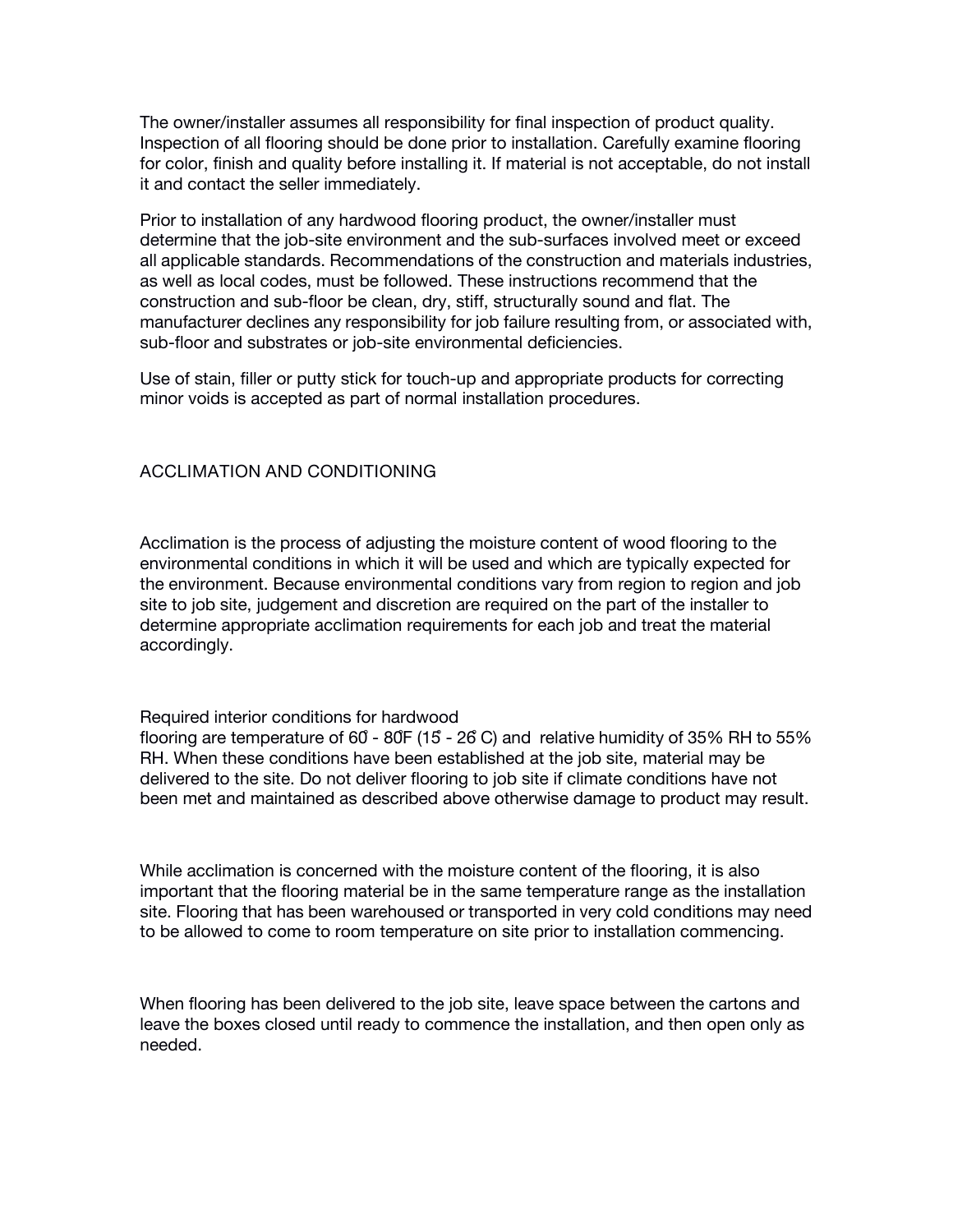The owner/installer assumes all responsibility for final inspection of product quality. Inspection of all flooring should be done prior to installation. Carefully examine flooring for color, finish and quality before installing it. If material is not acceptable, do not install it and contact the seller immediately.

Prior to installation of any hardwood flooring product, the owner/installer must determine that the job-site environment and the sub-surfaces involved meet or exceed all applicable standards. Recommendations of the construction and materials industries, as well as local codes, must be followed. These instructions recommend that the construction and sub-floor be clean, dry, stiff, structurally sound and flat. The manufacturer declines any responsibility for job failure resulting from, or associated with, sub-floor and substrates or job-site environmental deficiencies.

Use of stain, filler or putty stick for touch-up and appropriate products for correcting minor voids is accepted as part of normal installation procedures.

## ACCLIMATION AND CONDITIONING

Acclimation is the process of adjusting the moisture content of wood flooring to the environmental conditions in which it will be used and which are typically expected for the environment. Because environmental conditions vary from region to region and job site to job site, judgement and discretion are required on the part of the installer to determine appropriate acclimation requirements for each job and treat the material accordingly.

Required interior conditions for hardwood flooring are temperature of 60° - 80°F (15° - 26° C) and relative humidity of 35% RH to 55% RH. When these conditions have been established at the job site, material may be delivered to the site. Do not deliver flooring to job site if climate conditions have not been met and maintained as described above otherwise damage to product may result.

While acclimation is concerned with the moisture content of the flooring, it is also important that the flooring material be in the same temperature range as the installation site. Flooring that has been warehoused or transported in very cold conditions may need to be allowed to come to room temperature on site prior to installation commencing.

When flooring has been delivered to the job site, leave space between the cartons and leave the boxes closed until ready to commence the installation, and then open only as needed.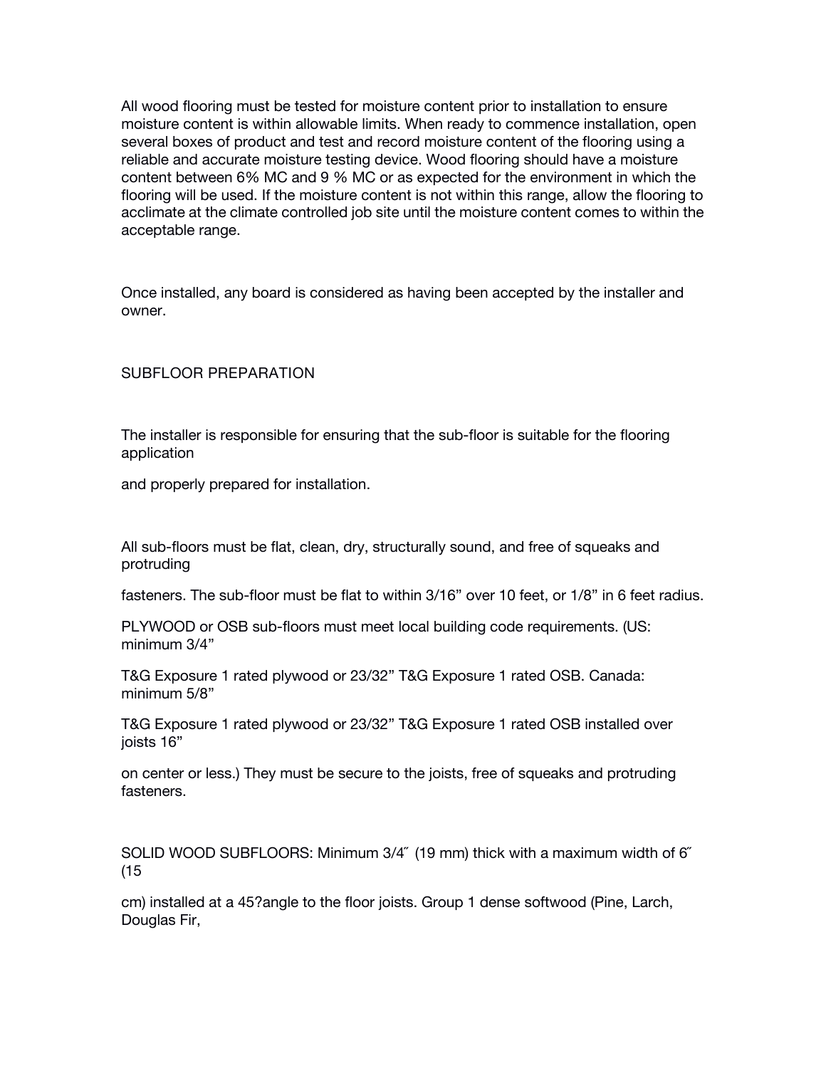All wood flooring must be tested for moisture content prior to installation to ensure moisture content is within allowable limits. When ready to commence installation, open several boxes of product and test and record moisture content of the flooring using a reliable and accurate moisture testing device. Wood flooring should have a moisture content between 6% MC and 9 % MC or as expected for the environment in which the flooring will be used. If the moisture content is not within this range, allow the flooring to acclimate at the climate controlled job site until the moisture content comes to within the acceptable range.

Once installed, any board is considered as having been accepted by the installer and owner.

SUBFLOOR PREPARATION

The installer is responsible for ensuring that the sub-floor is suitable for the flooring application

and properly prepared for installation.

All sub-floors must be flat, clean, dry, structurally sound, and free of squeaks and protruding

fasteners. The sub-floor must be flat to within 3/16" over 10 feet, or 1/8" in 6 feet radius.

PLYWOOD or OSB sub-floors must meet local building code requirements. (US: minimum 3/4"

T&G Exposure 1 rated plywood or 23/32" T&G Exposure 1 rated OSB. Canada: minimum 5/8"

T&G Exposure 1 rated plywood or 23/32" T&G Exposure 1 rated OSB installed over joists 16"

on center or less.) They must be secure to the joists, free of squeaks and protruding fasteners.

SOLID WOOD SUBFLOORS: Minimum 3/4˝ (19 mm) thick with a maximum width of 6˝ (15

cm) installed at a 45?angle to the floor joists. Group 1 dense softwood (Pine, Larch, Douglas Fir,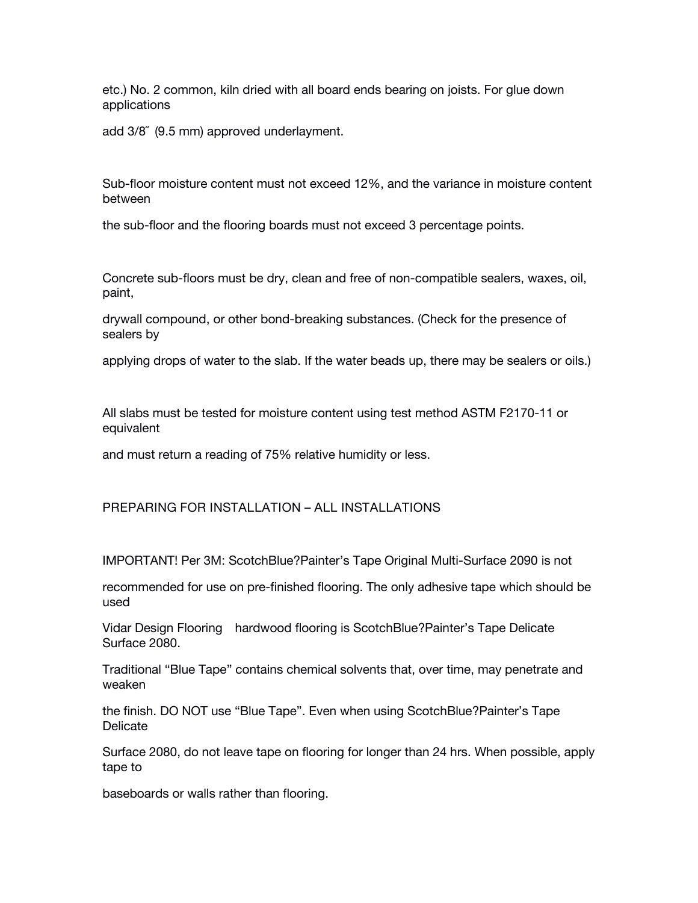etc.) No. 2 common, kiln dried with all board ends bearing on joists. For glue down applications add 3/8˝ (9.5 mm) approved underlayment.

Sub-floor moisture content must not exceed 12%, and the variance in moisture content between the sub-floor and the flooring boards must not exceed 3 percentage points.

Concrete sub-floors must be dry, clean and free of non-compatible sealers, waxes, oil, paint, drywall compound, or other bond-breaking substances. (Check for the presence of sealers by applying drops of water to the slab. If the water beads up, there may be sealers or oils.)

All slabs must be tested for moisture content using test method ASTM F2170-11 or equivalent and must return a reading of 75% relative humidity or less.

## PREPARING FOR INSTALLATION – ALL INSTALLATIONS

IMPORTANT! Per 3M: ScotchBlue?Painter's Tape Original Multi-Surface 2090 is not recommended for use on pre-finished flooring. The only adhesive tape which should be used Vidar Design Flooring hardwood flooring is ScotchBlue?Painter's Tape Delicate Surface 2080. Traditional "Blue Tape" contains chemical solvents that, over time, may penetrate and weaken the finish. DO NOT use "Blue Tape". Even when using ScotchBlue?Painter's Tape Delicate Surface 2080, do not leave tape on flooring for longer than 24 hrs. When possible, apply tape to baseboards or walls rather than flooring.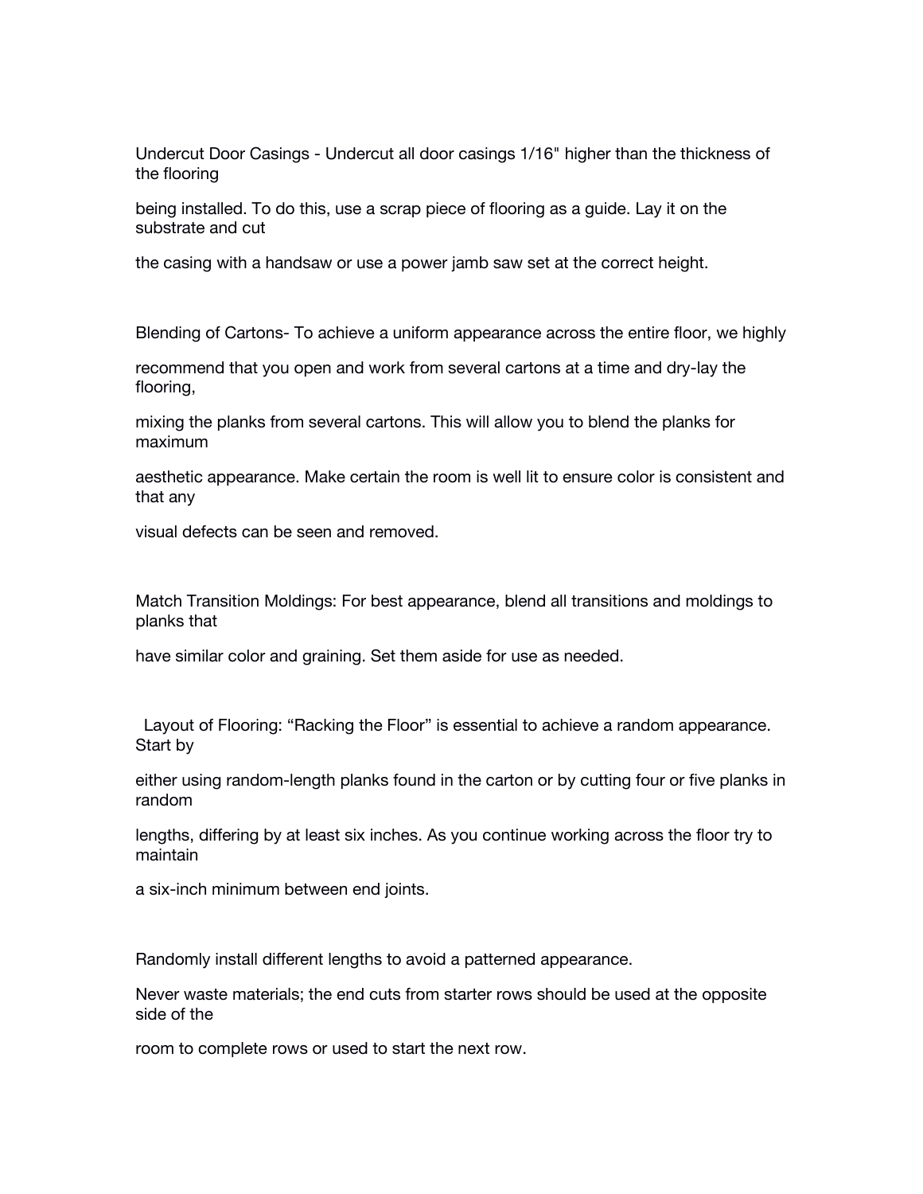Undercut Door Casings - Undercut all door casings 1/16" higher than the thickness of the flooring being installed. To do this, use a scrap piece of flooring as a guide. Lay it on the substrate and cut the casing with a handsaw or use a power jamb saw set at the correct height.

Blending of Cartons- To achieve a uniform appearance across the entire floor, we highly recommend that you open and work from several cartons at a time and dry-lay the flooring, mixing the planks from several cartons. This will allow you to blend the planks for maximum aesthetic appearance. Make certain the room is well lit to ensure color is consistent and that any visual defects can be seen and removed.

Match Transition Moldings: For best appearance, blend all transitions and moldings to planks that have similar color and graining. Set them aside for use as needed.

Layout of Flooring: "Racking the Floor" is essential to achieve a random appearance. Start by either using random-length planks found in the carton or by cutting four or five planks in random lengths, differing by at least six inches. As you continue working across the floor try to maintain a six-inch minimum between end joints.

Randomly install different lengths to avoid a patterned appearance.

Never waste materials; the end cuts from starter rows should be used at the opposite side of the room to complete rows or used to start the next row.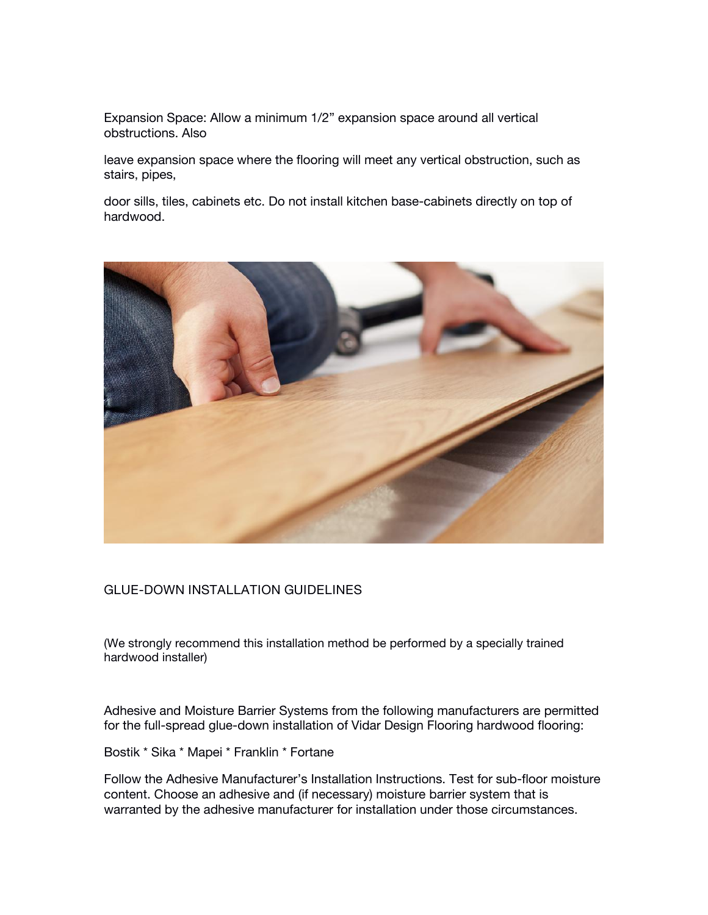Expansion Space: Allow a minimum 1/2" expansion space around all vertical obstructions. Also

leave expansion space where the flooring will meet any vertical obstruction, such as stairs, pipes,

door sills, tiles, cabinets etc. Do not install kitchen base-cabinets directly on top of hardwood.

## GLUE-DOWN INSTALLATION GUIDELINES

(We strongly recommend this installation method be performed by a specially trained hardwood installer)

Adhesive and Moisture Barrier Systems from the following manufacturers are permitted for the full-spread glue-down installation of Vidar Design Flooring hardwood flooring:

Bostik * Sika * Mapei * Franklin * Fortane

Follow the Adhesive Manufacturer's Installation Instructions. Test for sub-floor moisture content. Choose an adhesive and (if necessary) moisture barrier system that is warranted by the adhesive manufacturer for installation under those circumstances.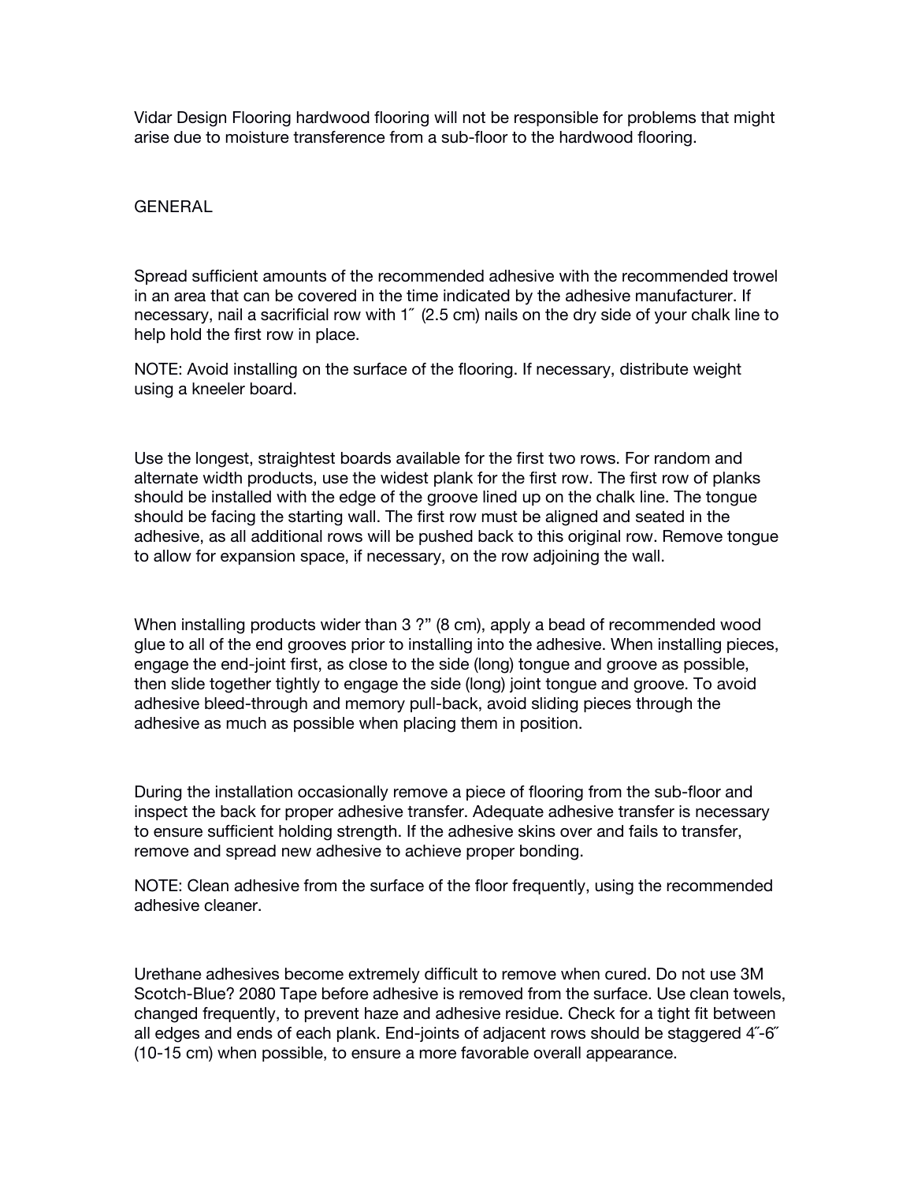Vidar Design Flooring hardwood flooring will not be responsible for problems that might arise due to moisture transference from a sub-floor to the hardwood flooring.

GENERAL

Spread sufficient amounts of the recommended adhesive with the recommended trowel in an area that can be covered in the time indicated by the adhesive manufacturer. If necessary, nail a sacrificial row with 1˝ (2.5 cm) nails on the dry side of your chalk line to help hold the first row in place.

NOTE: Avoid installing on the surface of the flooring. If necessary, distribute weight using a kneeler board.

Use the longest, straightest boards available for the first two rows. For random and alternate width products, use the widest plank for the first row. The first row of planks should be installed with the edge of the groove lined up on the chalk line. The tongue should be facing the starting wall. The first row must be aligned and seated in the adhesive, as all additional rows will be pushed back to this original row. Remove tongue to allow for expansion space, if necessary, on the row adjoining the wall.

When installing products wider than 3 ?" (8 cm), apply a bead of recommended wood glue to all of the end grooves prior to installing into the adhesive. When installing pieces, engage the end-joint first, as close to the side (long) tongue and groove as possible, then slide together tightly to engage the side (long) joint tongue and groove. To avoid adhesive bleed-through and memory pull-back, avoid sliding pieces through the adhesive as much as possible when placing them in position.

During the installation occasionally remove a piece of flooring from the sub-floor and inspect the back for proper adhesive transfer. Adequate adhesive transfer is necessary to ensure sufficient holding strength. If the adhesive skins over and fails to transfer, remove and spread new adhesive to achieve proper bonding.

NOTE: Clean adhesive from the surface of the floor frequently, using the recommended adhesive cleaner.

Urethane adhesives become extremely difficult to remove when cured. Do not use 3M Scotch-Blue? 2080 Tape before adhesive is removed from the surface. Use clean towels, changed frequently, to prevent haze and adhesive residue. Check for a tight fit between all edges and ends of each plank. End-joints of adjacent rows should be staggered 4˝-6˝ (10-15 cm) when possible, to ensure a more favorable overall appearance.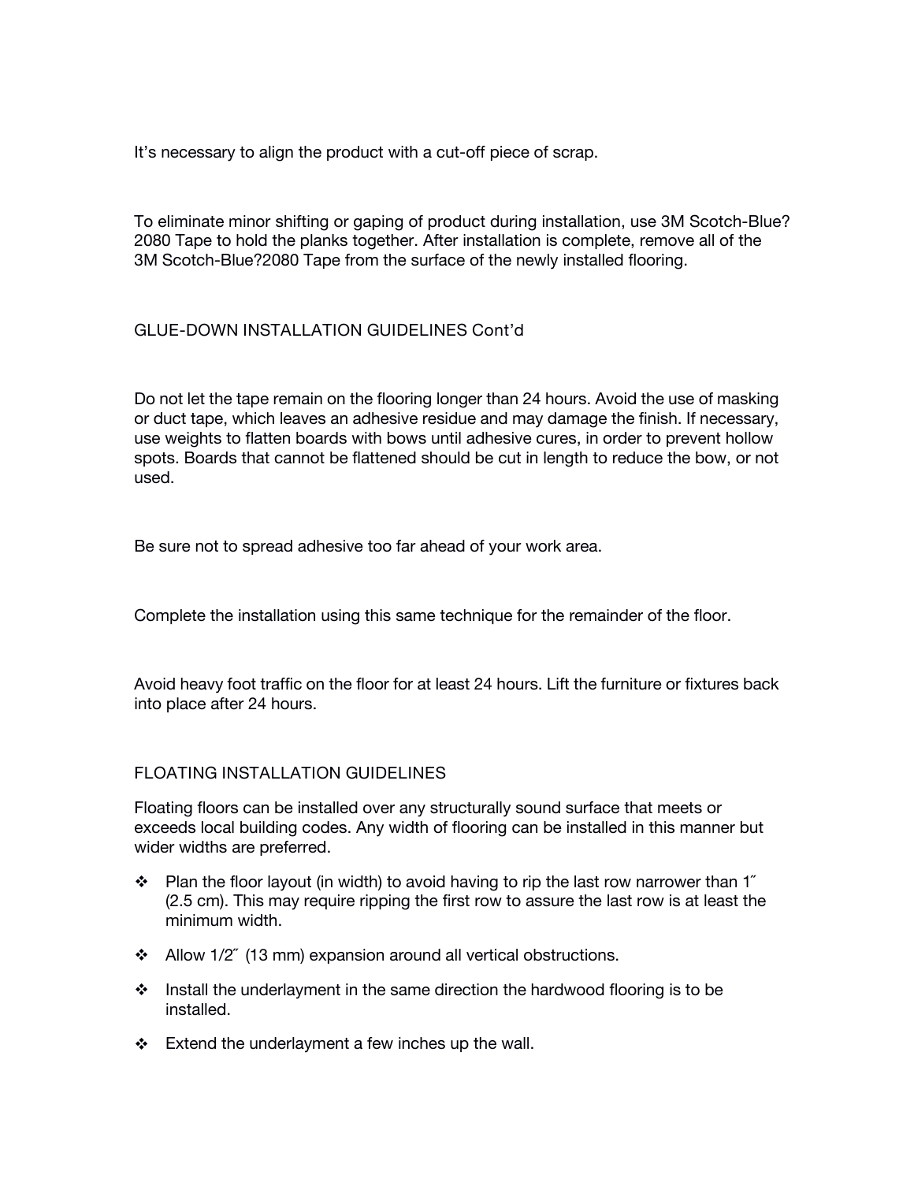It's necessary to align the product with a cut-off piece of scrap.

To eliminate minor shifting or gaping of product during installation, use 3M Scotch-Blue? 2080 Tape to hold the planks together. After installation is complete, remove all of the 3M Scotch-Blue?2080 Tape from the surface of the newly installed flooring.

## GLUE-DOWN INSTALLATION GUIDELINES Cont'd

Do not let the tape remain on the flooring longer than 24 hours. Avoid the use of masking or duct tape, which leaves an adhesive residue and may damage the finish. If necessary, use weights to flatten boards with bows until adhesive cures, in order to prevent hollow spots. Boards that cannot be flattened should be cut in length to reduce the bow, or not used.

Be sure not to spread adhesive too far ahead of your work area.

Complete the installation using this same technique for the remainder of the floor.

Avoid heavy foot traffic on the floor for at least 24 hours. Lift the furniture or fixtures back into place after 24 hours.

## FLOATING INSTALLATION GUIDELINES

Floating floors can be installed over any structurally sound surface that meets or exceeds local building codes. Any width of flooring can be installed in this manner but wider widths are preferred.

- Plan the floor layout (in width) to avoid having to rip the last row narrower than 1˝ (2.5 cm). This may require ripping the first row to assure the last row is at least the minimum width.
- Allow 1/2˝ (13 mm) expansion around all vertical obstructions.
- Install the underlayment in the same direction the hardwood flooring is to be installed.
- Extend the underlayment a few inches up the wall.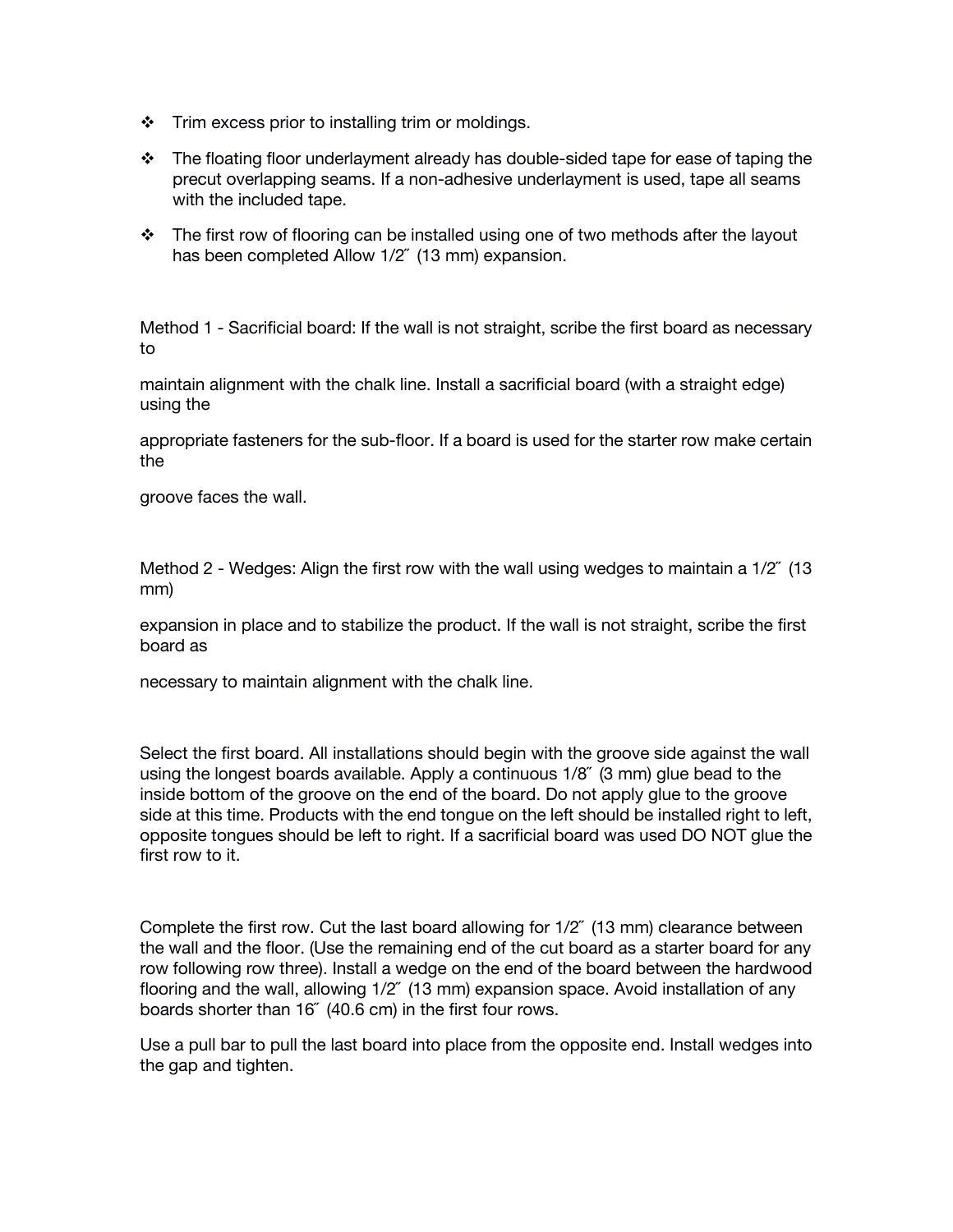- Trim excess prior to installing trim or moldings.
- The floating floor underlayment already has double-sided tape for ease of taping the precut overlapping seams. If a non-adhesive underlayment is used, tape all seams with the included tape.
- The first row of flooring can be installed using one of two methods after the layout has been completed Allow 1/2˝ (13 mm) expansion.

Method 1 - Sacrificial board: If the wall is not straight, scribe the first board as necessary to maintain alignment with the chalk line. Install a sacrificial board (with a straight edge) using the appropriate fasteners for the sub-floor. If a board is used for the starter row make certain the groove faces the wall.

Method 2 - Wedges: Align the first row with the wall using wedges to maintain a 1/2˝ (13 mm) expansion in place and to stabilize the product. If the wall is not straight, scribe the first board as necessary to maintain alignment with the chalk line.

Select the first board. All installations should begin with the groove side against the wall using the longest boards available. Apply a continuous 1/8˝ (3 mm) glue bead to the inside bottom of the groove on the end of the board. Do not apply glue to the groove side at this time. Products with the end tongue on the left should be installed right to left, opposite tongues should be left to right. If a sacrificial board was used DO NOT glue the first row to it.

Complete the first row. Cut the last board allowing for 1/2˝ (13 mm) clearance between the wall and the floor. (Use the remaining end of the cut board as a starter board for any row following row three). Install a wedge on the end of the board between the hardwood flooring and the wall, allowing 1/2˝ (13 mm) expansion space. Avoid installation of any boards shorter than 16˝ (40.6 cm) in the first four rows.

Use a pull bar to pull the last board into place from the opposite end. Install wedges into the gap and tighten.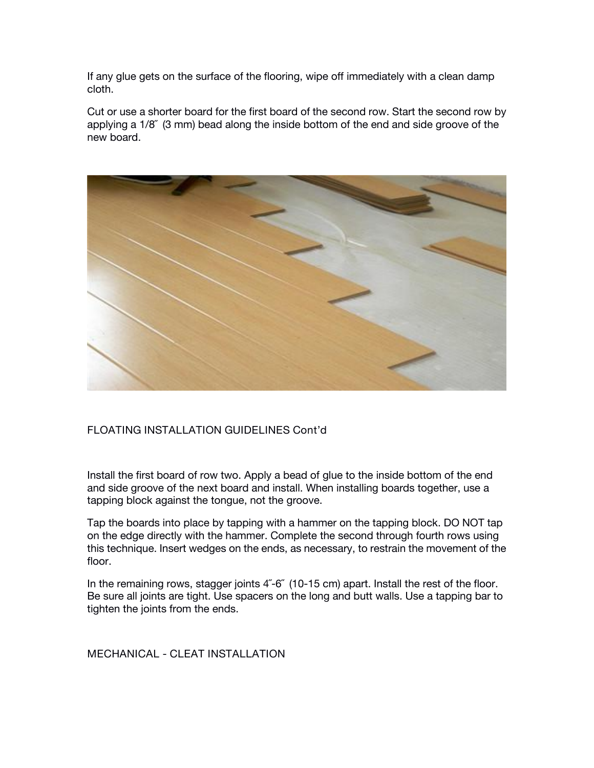If any glue gets on the surface of the flooring, wipe off immediately with a clean damp cloth.

Cut or use a shorter board for the first board of the second row. Start the second row by applying a 1/8˝ (3 mm) bead along the inside bottom of the end and side groove of the new board.

## FLOATING INSTALLATION GUIDELINES Cont'd

Install the first board of row two. Apply a bead of glue to the inside bottom of the end and side groove of the next board and install. When installing boards together, use a tapping block against the tongue, not the groove.

Tap the boards into place by tapping with a hammer on the tapping block. DO NOT tap on the edge directly with the hammer. Complete the second through fourth rows using this technique. Insert wedges on the ends, as necessary, to restrain the movement of the floor.

In the remaining rows, stagger joints 4˝-6˝ (10-15 cm) apart. Install the rest of the floor. Be sure all joints are tight. Use spacers on the long and butt walls. Use a tapping bar to tighten the joints from the ends.

## MECHANICAL - CLEAT INSTALLATION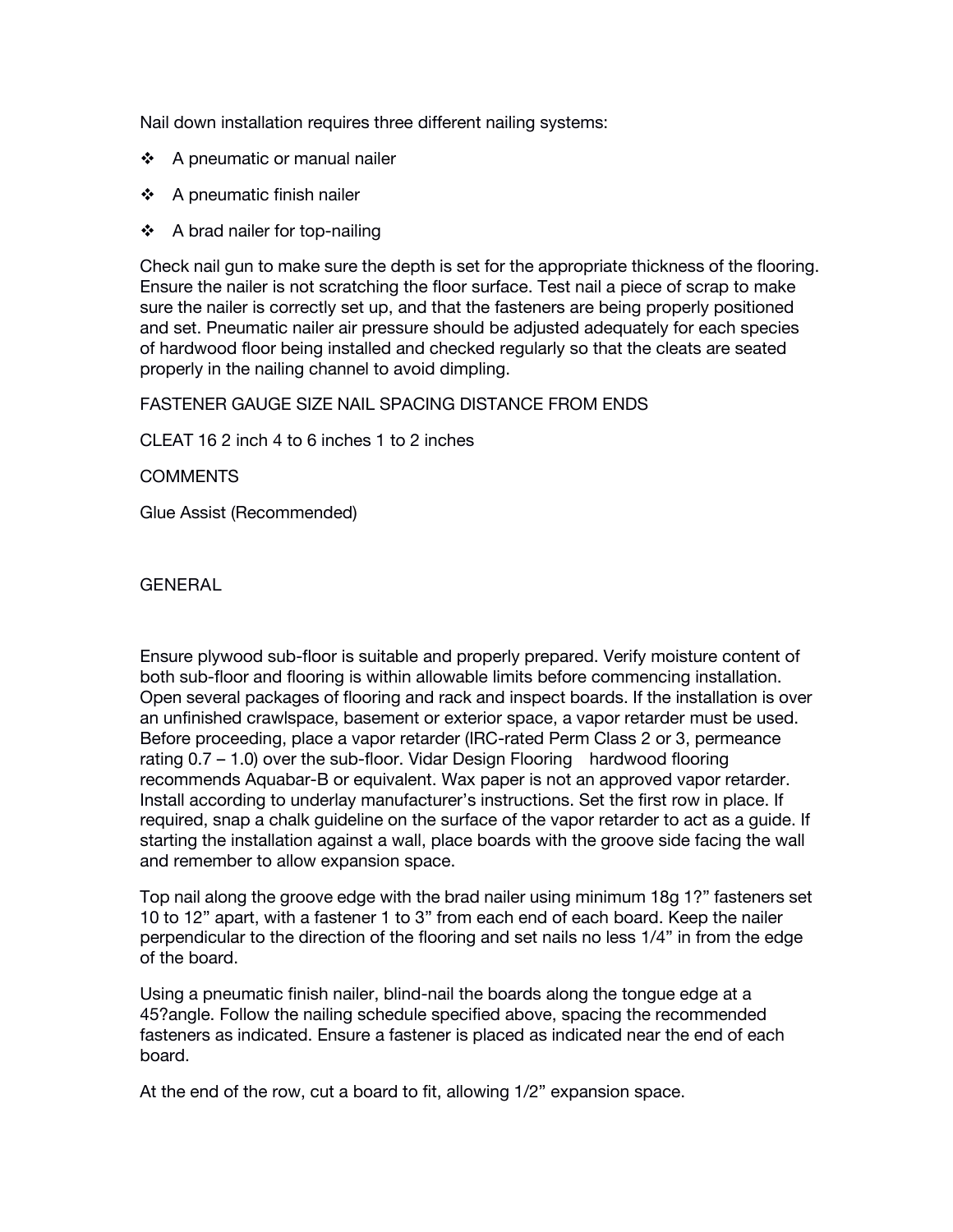Nail down installation requires three different nailing systems:

❖ A pneumatic or manual nailer

❖ A pneumatic finish nailer

❖ A brad nailer for top-nailing

Check nail gun to make sure the depth is set for the appropriate thickness of the flooring. Ensure the nailer is not scratching the floor surface. Test nail a piece of scrap to make sure the nailer is correctly set up, and that the fasteners are being properly positioned and set. Pneumatic nailer air pressure should be adjusted adequately for each species of hardwood floor being installed and checked regularly so that the cleats are seated properly in the nailing channel to avoid dimpling.

FASTENER GAUGE SIZE NAIL SPACING DISTANCE FROM ENDS

CLEAT 16 2 inch 4 to 6 inches 1 to 2 inches

COMMENTS

Glue Assist (Recommended)

GENERAL

Ensure plywood sub-floor is suitable and properly prepared. Verify moisture content of both sub-floor and flooring is within allowable limits before commencing installation. Open several packages of flooring and rack and inspect boards. If the installation is over an unfinished crawlspace, basement or exterior space, a vapor retarder must be used. Before proceeding, place a vapor retarder (IRC-rated Perm Class 2 or 3, permeance rating 0.7 – 1.0) over the sub-floor. Vidar Design Flooring hardwood flooring recommends Aquabar-B or equivalent. Wax paper is not an approved vapor retarder. Install according to underlay manufacturer's instructions. Set the first row in place. If required, snap a chalk guideline on the surface of the vapor retarder to act as a guide. If starting the installation against a wall, place boards with the groove side facing the wall and remember to allow expansion space.

Top nail along the groove edge with the brad nailer using minimum 18g 1?" fasteners set 10 to 12" apart, with a fastener 1 to 3" from each end of each board. Keep the nailer perpendicular to the direction of the flooring and set nails no less 1/4" in from the edge of the board.

Using a pneumatic finish nailer, blind-nail the boards along the tongue edge at a 45?angle. Follow the nailing schedule specified above, spacing the recommended fasteners as indicated. Ensure a fastener is placed as indicated near the end of each board.

At the end of the row, cut a board to fit, allowing 1/2" expansion space.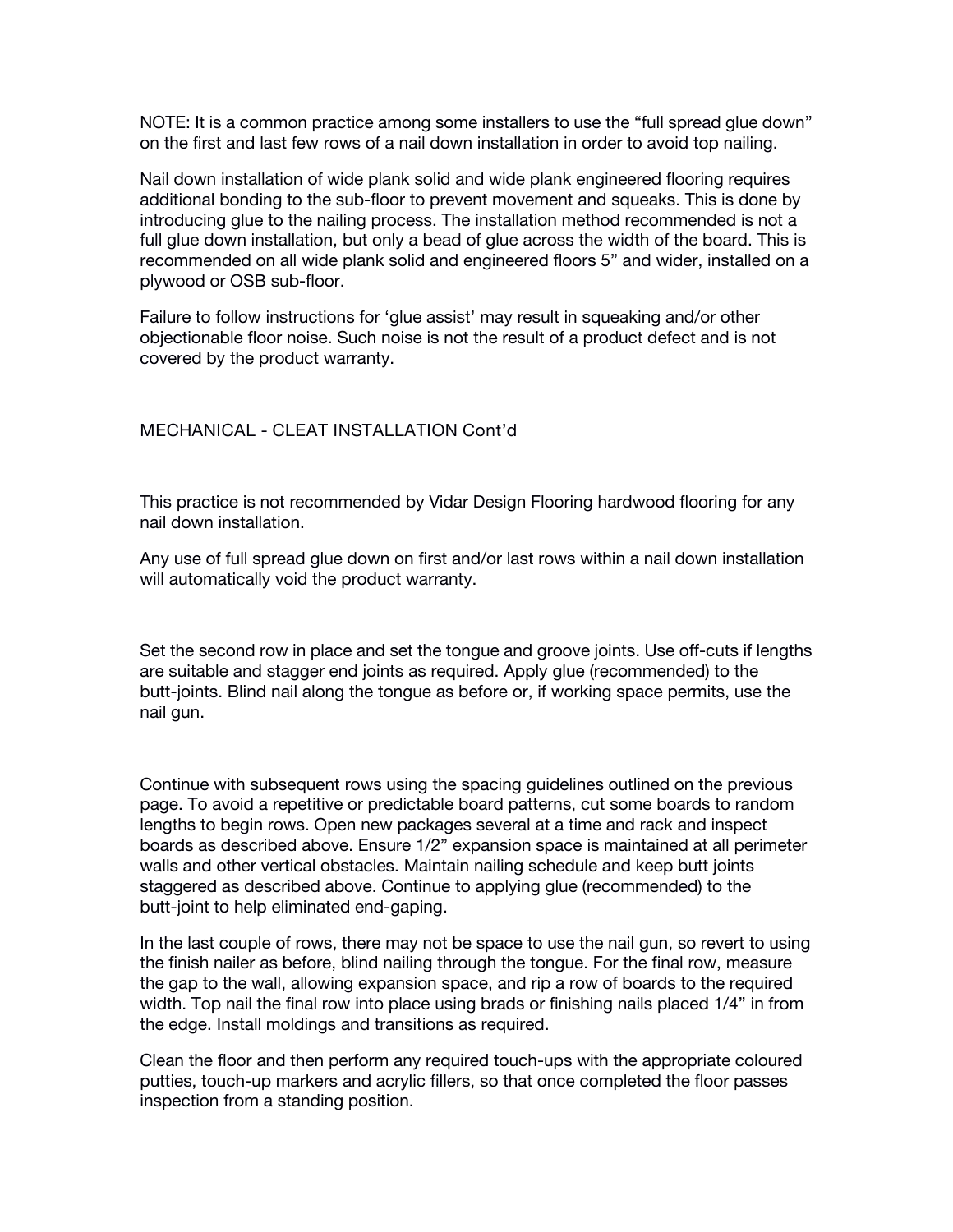NOTE: It is a common practice among some installers to use the “full spread glue down” on the first and last few rows of a nail down installation in order to avoid top nailing.

Nail down installation of wide plank solid and wide plank engineered flooring requires additional bonding to the sub-floor to prevent movement and squeaks. This is done by introducing glue to the nailing process. The installation method recommended is not a full glue down installation, but only a bead of glue across the width of the board. This is recommended on all wide plank solid and engineered floors 5” and wider, installed on a plywood or OSB sub-floor.

Failure to follow instructions for ‘glue assist’ may result in squeaking and/or other objectionable floor noise. Such noise is not the result of a product defect and is not covered by the product warranty.

## MECHANICAL - CLEAT INSTALLATION Cont’d

This practice is not recommended by Vidar Design Flooring hardwood flooring for any nail down installation.

Any use of full spread glue down on first and/or last rows within a nail down installation will automatically void the product warranty.

Set the second row in place and set the tongue and groove joints. Use off-cuts if lengths are suitable and stagger end joints as required. Apply glue (recommended) to the butt-joints. Blind nail along the tongue as before or, if working space permits, use the nail gun.

Continue with subsequent rows using the spacing guidelines outlined on the previous page. To avoid a repetitive or predictable board patterns, cut some boards to random lengths to begin rows. Open new packages several at a time and rack and inspect boards as described above. Ensure 1/2” expansion space is maintained at all perimeter walls and other vertical obstacles. Maintain nailing schedule and keep butt joints staggered as described above. Continue to applying glue (recommended) to the butt-joint to help eliminated end-gaping.

In the last couple of rows, there may not be space to use the nail gun, so revert to using the finish nailer as before, blind nailing through the tongue. For the final row, measure the gap to the wall, allowing expansion space, and rip a row of boards to the required width. Top nail the final row into place using brads or finishing nails placed 1/4” in from the edge. Install moldings and transitions as required.

Clean the floor and then perform any required touch-ups with the appropriate coloured putties, touch-up markers and acrylic fillers, so that once completed the floor passes inspection from a standing position.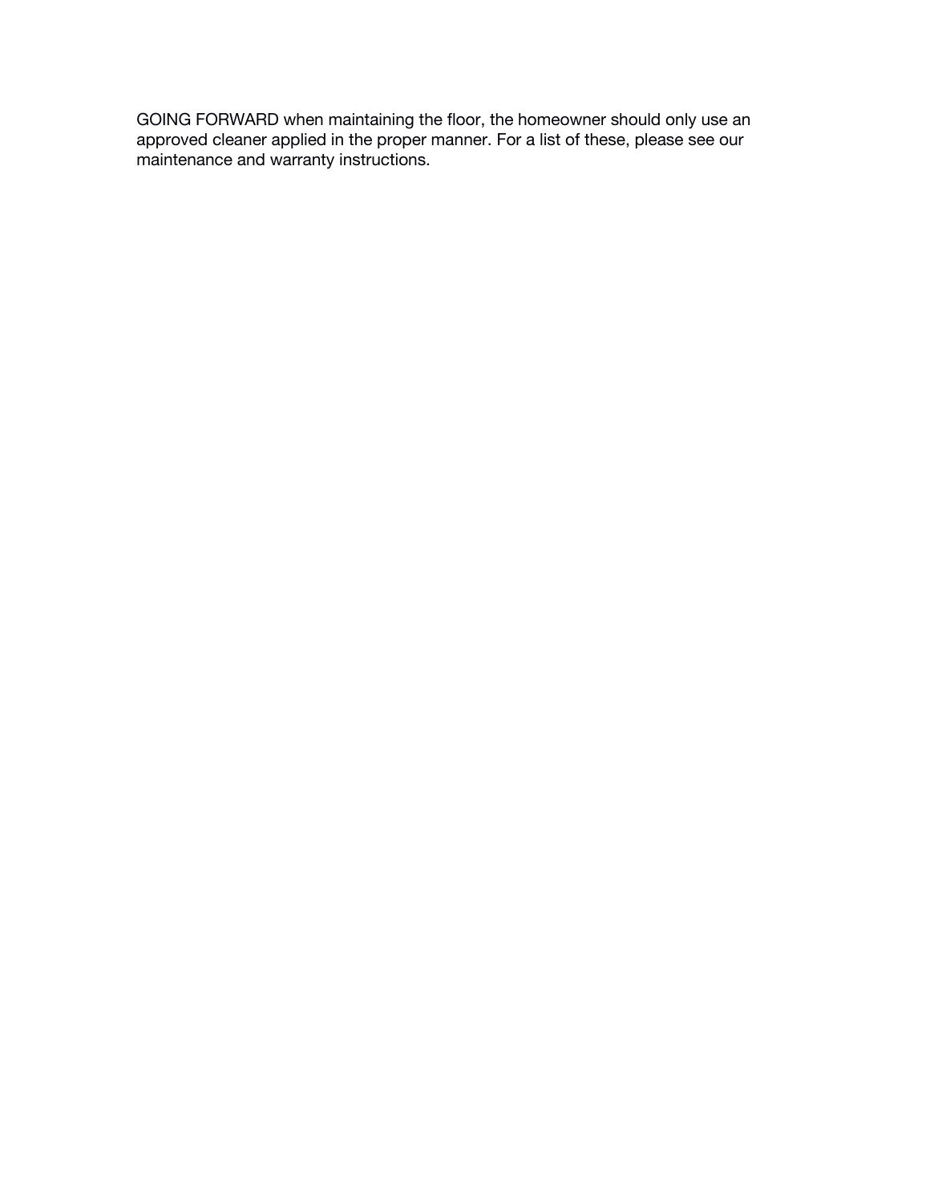GOING FORWARD when maintaining the floor, the homeowner should only use an approved cleaner applied in the proper manner. For a list of these, please see our maintenance and warranty instructions.